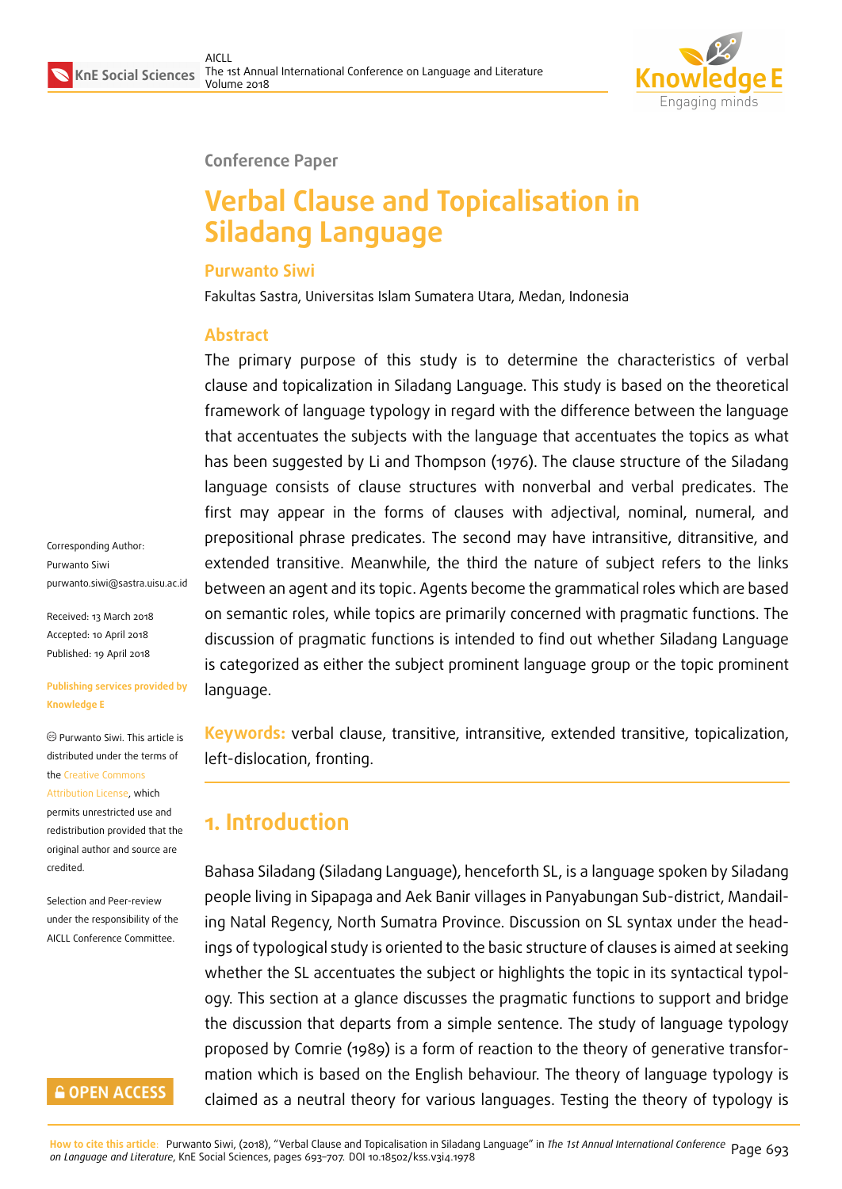Conference Paper

# Verbal Clause and Topicalisation in Siladang Language

**Purwanto Siwi**

Fakultas Sastra, Universitas Islam Sumatera Utara, Medan, Indonesia

## Abstract

The primary purpose of this study is to determine the characteristics of verbal clause and topicalization in Siladang Language. This study is based on the theoretical framework of language typology in regard with the difference between the language that accentuates the subjects with the language that accentuates the topics as what has been suggested by Li and Thompson (1976). The clause structure of the Siladang language consists of clause structures with nonverbal and verbal predicates. The first may appear in the forms of clauses with adjectival, nominal, numeral, and prepositional phrase predicates. The second may have intransitive, ditransitive, and extended transitive. Meanwhile, the third the nature of subject refers to the links between an agent and its topic. Agents become the grammatical roles which are based on semantic roles, while topics are primarily concerned with pragmatic functions. The discussion of pragmatic functions is intended to find out whether Siladang Language is categorized as either the subject prominent language group or the topic prominent language.

**Keywords:** verbal clause, transitive, intransitive, extended transitive, topicalization, left-dislocation, fronting.

Corresponding Author:
Purwanto Siwi
purwanto.siwi@sastra.uisu.ac.id

Received: 13 March 2018
Accepted: 10 April 2018
Published: 19 April 2018

**Publishing services provided by Knowledge E**

© Purwanto Siwi. This article is distributed under the terms of the Creative Commons Attribution License, which permits unrestricted use and redistribution provided that the original author and source are credited.

Selection and Peer-review under the responsibility of the AICLL Conference Committee.

## 1. Introduction

Bahasa Siladang (Siladang Language), henceforth SL, is a language spoken by Siladang people living in Sipapaga and Aek Banir villages in Panyabungan Sub-district, Mandailing Natal Regency, North Sumatra Province. Discussion on SL syntax under the headings of typological study is oriented to the basic structure of clauses is aimed at seeking whether the SL accentuates the subject or highlights the topic in its syntactical typology. This section at a glance discusses the pragmatic functions to support and bridge the discussion that departs from a simple sentence. The study of language typology proposed by Comrie (1989) is a form of reaction to the theory of generative transformation which is based on the English behaviour. The theory of language typology is claimed as a neutral theory for various languages. Testing the theory of typology is

How to cite this article: Purwanto Siwi, (2018), "Verbal Clause and Topicalisation in Siladang Language" in *The 1st Annual International Conference on Language and Literature*, KnE Social Sciences, pages 693–707. DOI 10.18502/kss.v3i4.1978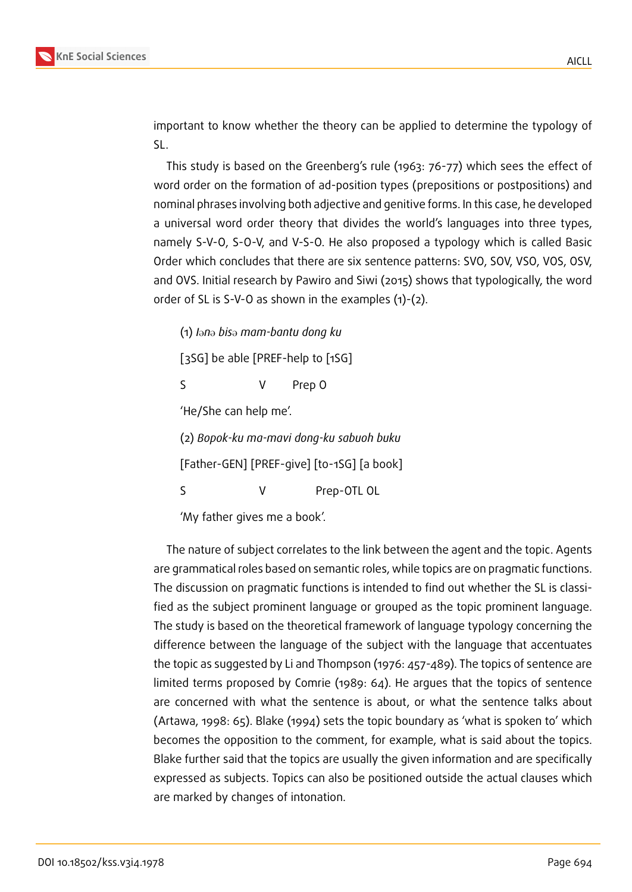important to know whether the theory can be applied to determine the typology of SL.

This study is based on the Greenberg's rule (1963: 76-77) which sees the effect of word order on the formation of ad-position types (prepositions or postpositions) and nominal phrases involving both adjective and genitive forms. In this case, he developed a universal word order theory that divides the world's languages into three types, namely S-V-O, S-O-V, and V-S-O. He also proposed a typology which is called Basic Order which concludes that there are six sentence patterns: SVO, SOV, VSO, VOS, OSV, and OVS. Initial research by Pawiro and Siwi (2015) shows that typologically, the word order of SL is S-V-O as shown in the examples (1)-(2).

(1) *ləna bisə mam-bantu dong ku*

[3SG] be able [PREF-help to [1SG]

S V Prep O

'He/She can help me'.

(2) *Bopok-ku ma-mavi dong-ku sabuoh buku*

[Father-GEN] [PREF-give] [to-1SG] [a book]

S V Prep-OTL OL

'My father gives me a book'.

The nature of subject correlates to the link between the agent and the topic. Agents are grammatical roles based on semantic roles, while topics are on pragmatic functions. The discussion on pragmatic functions is intended to find out whether the SL is classified as the subject prominent language or grouped as the topic prominent language. The study is based on the theoretical framework of language typology concerning the difference between the language of the subject with the language that accentuates the topic as suggested by Li and Thompson (1976: 457-489). The topics of sentence are limited terms proposed by Comrie (1989: 64). He argues that the topics of sentence are concerned with what the sentence is about, or what the sentence talks about (Artawa, 1998: 65). Blake (1994) sets the topic boundary as 'what is spoken to' which becomes the opposition to the comment, for example, what is said about the topics. Blake further said that the topics are usually the given information and are specifically expressed as subjects. Topics can also be positioned outside the actual clauses which are marked by changes of intonation.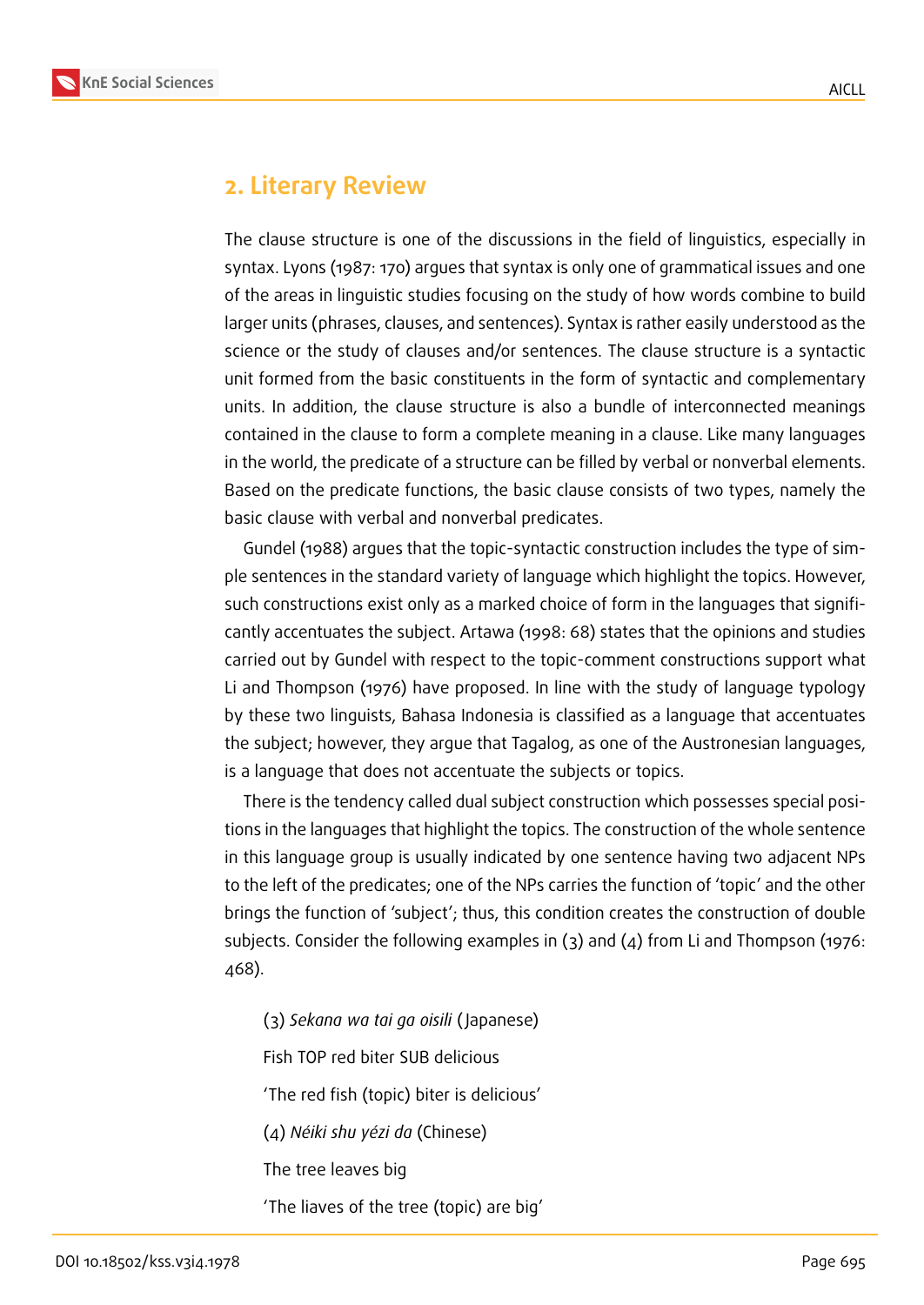## 2. Literary Review

The clause structure is one of the discussions in the field of linguistics, especially in syntax. Lyons (1987: 170) argues that syntax is only one of grammatical issues and one of the areas in linguistic studies focusing on the study of how words combine to build larger units (phrases, clauses, and sentences). Syntax is rather easily understood as the science or the study of clauses and/or sentences. The clause structure is a syntactic unit formed from the basic constituents in the form of syntactic and complementary units. In addition, the clause structure is also a bundle of interconnected meanings contained in the clause to form a complete meaning in a clause. Like many languages in the world, the predicate of a structure can be filled by verbal or nonverbal elements. Based on the predicate functions, the basic clause consists of two types, namely the basic clause with verbal and nonverbal predicates.

Gundel (1988) argues that the topic-syntactic construction includes the type of simple sentences in the standard variety of language which highlight the topics. However, such constructions exist only as a marked choice of form in the languages that significantly accentuates the subject. Artawa (1998: 68) states that the opinions and studies carried out by Gundel with respect to the topic-comment constructions support what Li and Thompson (1976) have proposed. In line with the study of language typology by these two linguists, Bahasa Indonesia is classified as a language that accentuates the subject; however, they argue that Tagalog, as one of the Austronesian languages, is a language that does not accentuate the subjects or topics.

There is the tendency called dual subject construction which possesses special positions in the languages that highlight the topics. The construction of the whole sentence in this language group is usually indicated by one sentence having two adjacent NPs to the left of the predicates; one of the NPs carries the function of 'topic' and the other brings the function of 'subject'; thus, this condition creates the construction of double subjects. Consider the following examples in (3) and (4) from Li and Thompson (1976: 468).

(3) *Sekana wa tai ga oisili* (Japanese)

Fish TOP red biter SUB delicious

'The red fish (topic) biter is delicious'

(4) *Néiki shu yézi da* (Chinese)

The tree leaves big

'The liaves of the tree (topic) are big'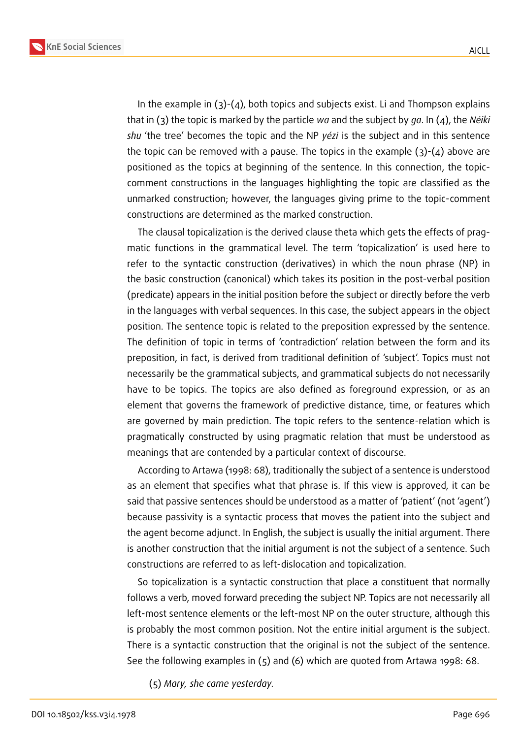In the example in (3)-(4), both topics and subjects exist. Li and Thompson explains that in (3) the topic is marked by the particle *wa* and the subject by *ga*. In (4), the *Néiki shu* 'the tree' becomes the topic and the NP *yézi* is the subject and in this sentence the topic can be removed with a pause. The topics in the example (3)-(4) above are positioned as the topics at beginning of the sentence. In this connection, the topic-comment constructions in the languages highlighting the topic are classified as the unmarked construction; however, the languages giving prime to the topic-comment constructions are determined as the marked construction.

The clausal topicalization is the derived clause theta which gets the effects of pragmatic functions in the grammatical level. The term 'topicalization' is used here to refer to the syntactic construction (derivatives) in which the noun phrase (NP) in the basic construction (canonical) which takes its position in the post-verbal position (predicate) appears in the initial position before the subject or directly before the verb in the languages with verbal sequences. In this case, the subject appears in the object position. The sentence topic is related to the preposition expressed by the sentence. The definition of topic in terms of 'contradiction' relation between the form and its preposition, in fact, is derived from traditional definition of 'subject'. Topics must not necessarily be the grammatical subjects, and grammatical subjects do not necessarily have to be topics. The topics are also defined as foreground expression, or as an element that governs the framework of predictive distance, time, or features which are governed by main prediction. The topic refers to the sentence-relation which is pragmatically constructed by using pragmatic relation that must be understood as meanings that are contended by a particular context of discourse.

According to Artawa (1998: 68), traditionally the subject of a sentence is understood as an element that specifies what that phrase is. If this view is approved, it can be said that passive sentences should be understood as a matter of 'patient' (not 'agent') because passivity is a syntactic process that moves the patient into the subject and the agent become adjunct. In English, the subject is usually the initial argument. There is another construction that the initial argument is not the subject of a sentence. Such constructions are referred to as left-dislocation and topicalization.

So topicalization is a syntactic construction that place a constituent that normally follows a verb, moved forward preceding the subject NP. Topics are not necessarily all left-most sentence elements or the left-most NP on the outer structure, although this is probably the most common position. Not the entire initial argument is the subject. There is a syntactic construction that the original is not the subject of the sentence. See the following examples in (5) and (6) which are quoted from Artawa 1998: 68.

(5) *Mary, she came yesterday.*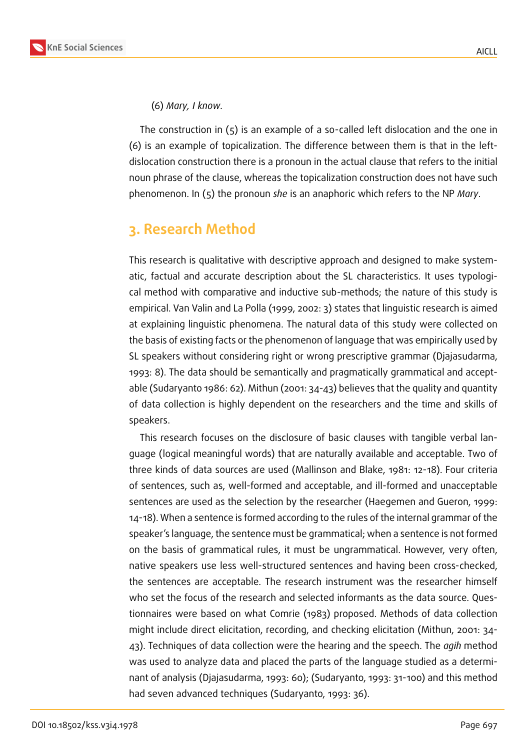(6) *Mary, I know.*

The construction in (5) is an example of a so-called left dislocation and the one in (6) is an example of topicalization. The difference between them is that in the left-dislocation construction there is a pronoun in the actual clause that refers to the initial noun phrase of the clause, whereas the topicalization construction does not have such phenomenon. In (5) the pronoun *she* is an anaphoric which refers to the NP *Mary*.

## 3. Research Method

This research is qualitative with descriptive approach and designed to make systematic, factual and accurate description about the SL characteristics. It uses typological method with comparative and inductive sub-methods; the nature of this study is empirical. Van Valin and La Polla (1999, 2002: 3) states that linguistic research is aimed at explaining linguistic phenomena. The natural data of this study were collected on the basis of existing facts or the phenomenon of language that was empirically used by SL speakers without considering right or wrong prescriptive grammar (Djajasudarma, 1993: 8). The data should be semantically and pragmatically grammatical and acceptable (Sudaryanto 1986: 62). Mithun (2001: 34-43) believes that the quality and quantity of data collection is highly dependent on the researchers and the time and skills of speakers.

This research focuses on the disclosure of basic clauses with tangible verbal language (logical meaningful words) that are naturally available and acceptable. Two of three kinds of data sources are used (Mallinson and Blake, 1981: 12-18). Four criteria of sentences, such as, well-formed and acceptable, and ill-formed and unacceptable sentences are used as the selection by the researcher (Haegemen and Gueron, 1999: 14-18). When a sentence is formed according to the rules of the internal grammar of the speaker's language, the sentence must be grammatical; when a sentence is not formed on the basis of grammatical rules, it must be ungrammatical. However, very often, native speakers use less well-structured sentences and having been cross-checked, the sentences are acceptable. The research instrument was the researcher himself who set the focus of the research and selected informants as the data source. Questionnaires were based on what Comrie (1983) proposed. Methods of data collection might include direct elicitation, recording, and checking elicitation (Mithun, 2001: 34-43). Techniques of data collection were the hearing and the speech. The *agih* method was used to analyze data and placed the parts of the language studied as a determinant of analysis (Djajasudarma, 1993: 60); (Sudaryanto, 1993: 31-100) and this method had seven advanced techniques (Sudaryanto, 1993: 36).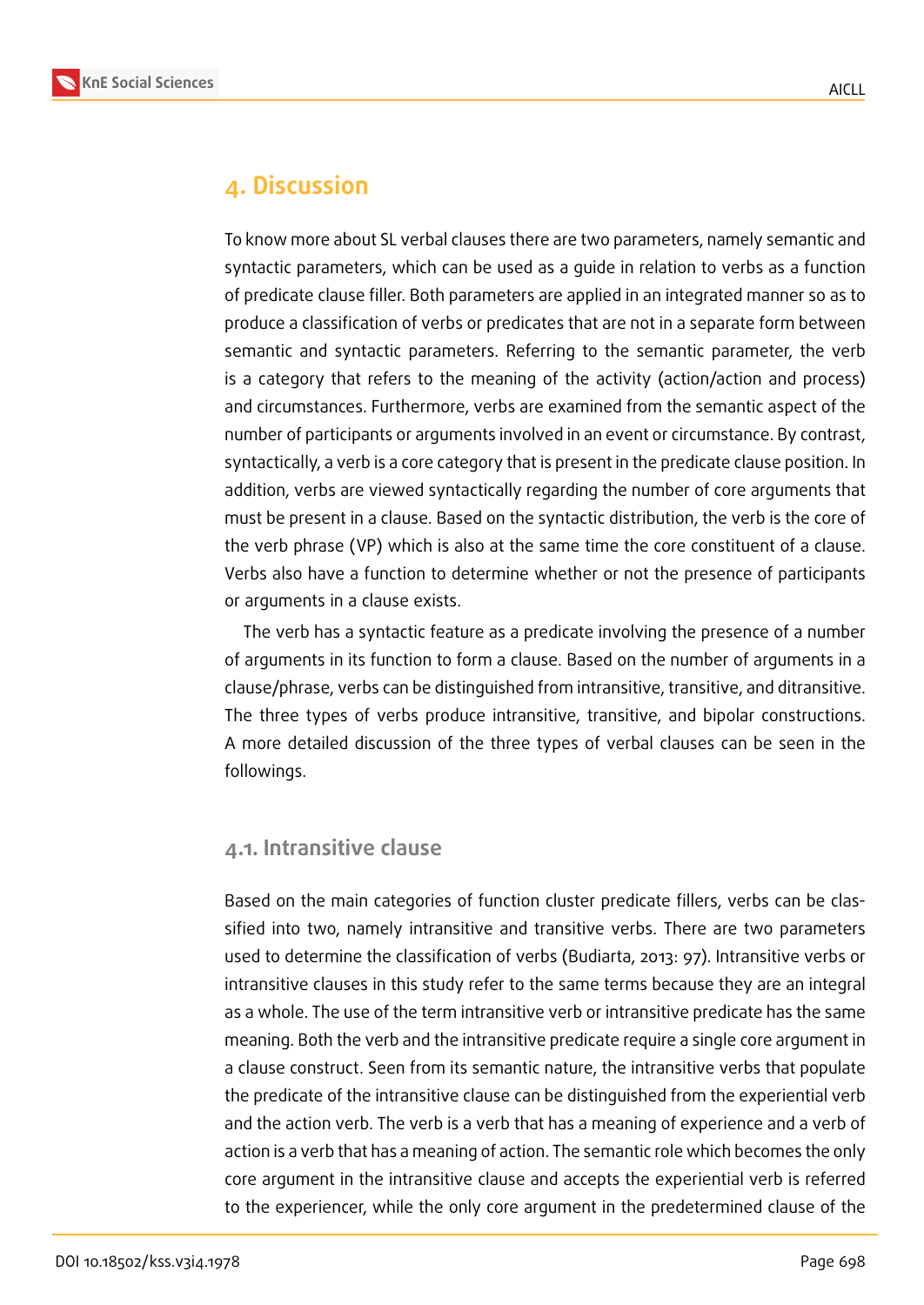## 4. Discussion

To know more about SL verbal clauses there are two parameters, namely semantic and syntactic parameters, which can be used as a guide in relation to verbs as a function of predicate clause filler. Both parameters are applied in an integrated manner so as to produce a classification of verbs or predicates that are not in a separate form between semantic and syntactic parameters. Referring to the semantic parameter, the verb is a category that refers to the meaning of the activity (action/action and process) and circumstances. Furthermore, verbs are examined from the semantic aspect of the number of participants or arguments involved in an event or circumstance. By contrast, syntactically, a verb is a core category that is present in the predicate clause position. In addition, verbs are viewed syntactically regarding the number of core arguments that must be present in a clause. Based on the syntactic distribution, the verb is the core of the verb phrase (VP) which is also at the same time the core constituent of a clause. Verbs also have a function to determine whether or not the presence of participants or arguments in a clause exists.

The verb has a syntactic feature as a predicate involving the presence of a number of arguments in its function to form a clause. Based on the number of arguments in a clause/phrase, verbs can be distinguished from intransitive, transitive, and ditransitive. The three types of verbs produce intransitive, transitive, and bipolar constructions. A more detailed discussion of the three types of verbal clauses can be seen in the followings.

### 4.1. Intransitive clause

Based on the main categories of function cluster predicate fillers, verbs can be classified into two, namely intransitive and transitive verbs. There are two parameters used to determine the classification of verbs (Budiarta, 2013: 97). Intransitive verbs or intransitive clauses in this study refer to the same terms because they are an integral as a whole. The use of the term intransitive verb or intransitive predicate has the same meaning. Both the verb and the intransitive predicate require a single core argument in a clause construct. Seen from its semantic nature, the intransitive verbs that populate the predicate of the intransitive clause can be distinguished from the experiential verb and the action verb. The verb is a verb that has a meaning of experience and a verb of action is a verb that has a meaning of action. The semantic role which becomes the only core argument in the intransitive clause and accepts the experiential verb is referred to the experiencer, while the only core argument in the predetermined clause of the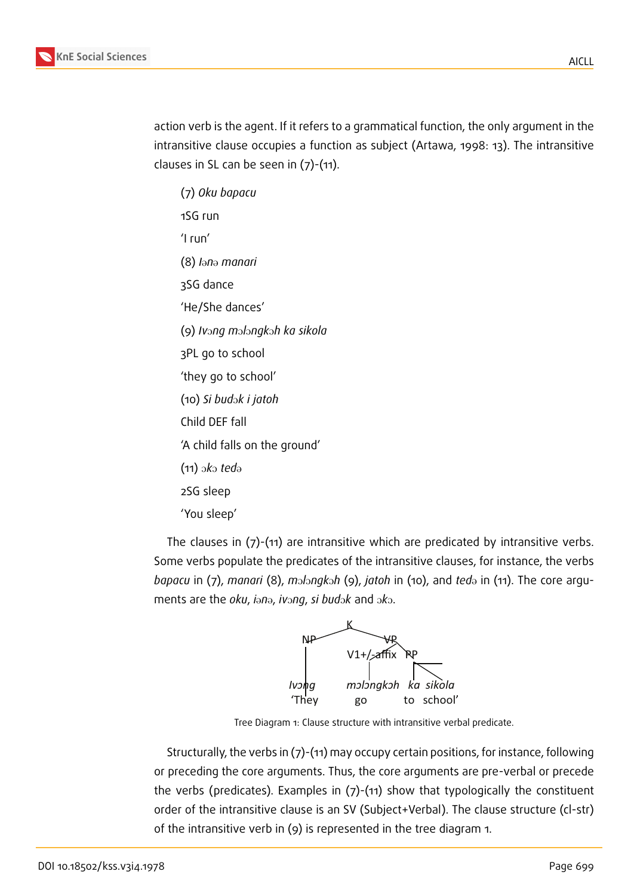action verb is the agent. If it refers to a grammatical function, the only argument in the intransitive clause occupies a function as subject (Artawa, 1998: 13). The intransitive clauses in SL can be seen in (7)-(11).

(7) *Oku bapacu*

1SG run

'I run'

(8) *Iənə manari*

3SG dance

'He/She dances'

(9) *Ivɔng mɔlɔngkɔh ka sikola*

3PL go to school

'they go to school'

(10) *Si budɔk i jatoh*

Child DEF fall

'A child falls on the ground'

(11) *ɔkɔ tedə*

2SG sleep

'You sleep'

The clauses in (7)-(11) are intransitive which are predicated by intransitive verbs. Some verbs populate the predicates of the intransitive clauses, for instance, the verbs *bapacu* in (7), *manari* (8), *mɔlɔngkɔh* (9), *jatoh* in (10), and *tedə* in (11). The core arguments are the *oku*, *iənə*, *ivɔng*, *si budɔk* and *ɔkɔ*.

```
              K
            /   \
          NP     VP
          |     /   \
          |  V1+/-affix  PP
          |     |        |
        Ivɔng  mɔlɔngkɔh  ka  sikola
        'They   go        to  school'
```

Tree Diagram 1: Clause structure with intransitive verbal predicate.

Structurally, the verbs in (7)-(11) may occupy certain positions, for instance, following or preceding the core arguments. Thus, the core arguments are pre-verbal or precede the verbs (predicates). Examples in (7)-(11) show that typologically the constituent order of the intransitive clause is an SV (Subject+Verbal). The clause structure (cl-str) of the intransitive verb in (9) is represented in the tree diagram 1.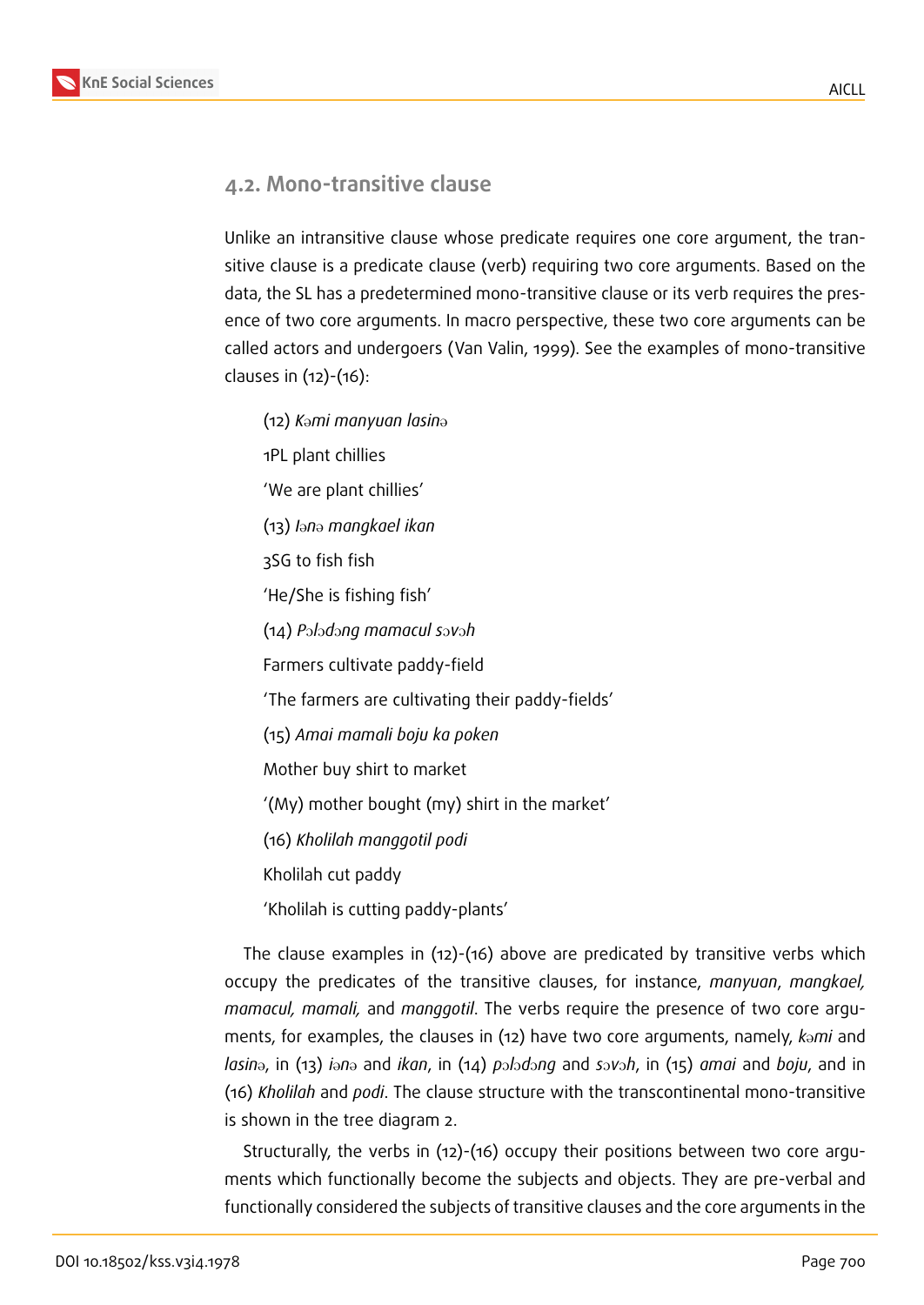### 4.2. Mono-transitive clause

Unlike an intransitive clause whose predicate requires one core argument, the transitive clause is a predicate clause (verb) requiring two core arguments. Based on the data, the SL has a predetermined mono-transitive clause or its verb requires the presence of two core arguments. In macro perspective, these two core arguments can be called actors and undergoers (Van Valin, 1999). See the examples of mono-transitive clauses in (12)-(16):

(12) *Kəmi manyuan lasinə*

1PL plant chillies

'We are plant chillies'

(13) *Iənə mangkael ikan*

3SG to fish fish

'He/She is fishing fish'

(14) *Pɔlɔdɔng mamacul sɔvɔh*

Farmers cultivate paddy-field

'The farmers are cultivating their paddy-fields'

(15) *Amai mamali boju ka poken*

Mother buy shirt to market

'(My) mother bought (my) shirt in the market'

(16) *Kholilah manggotil podi*

Kholilah cut paddy

'Kholilah is cutting paddy-plants'

The clause examples in (12)-(16) above are predicated by transitive verbs which occupy the predicates of the transitive clauses, for instance, *manyuan*, *mangkael, mamacul, mamali,* and *manggotil*. The verbs require the presence of two core arguments, for examples, the clauses in (12) have two core arguments, namely, *kəmi* and *lasinə*, in (13) *iənə* and *ikan*, in (14) *pɔlɔdɔng* and *sɔvɔh*, in (15) *amai* and *boju*, and in (16) *Kholilah* and *podi*. The clause structure with the transcontinental mono-transitive is shown in the tree diagram 2.

Structurally, the verbs in (12)-(16) occupy their positions between two core arguments which functionally become the subjects and objects. They are pre-verbal and functionally considered the subjects of transitive clauses and the core arguments in the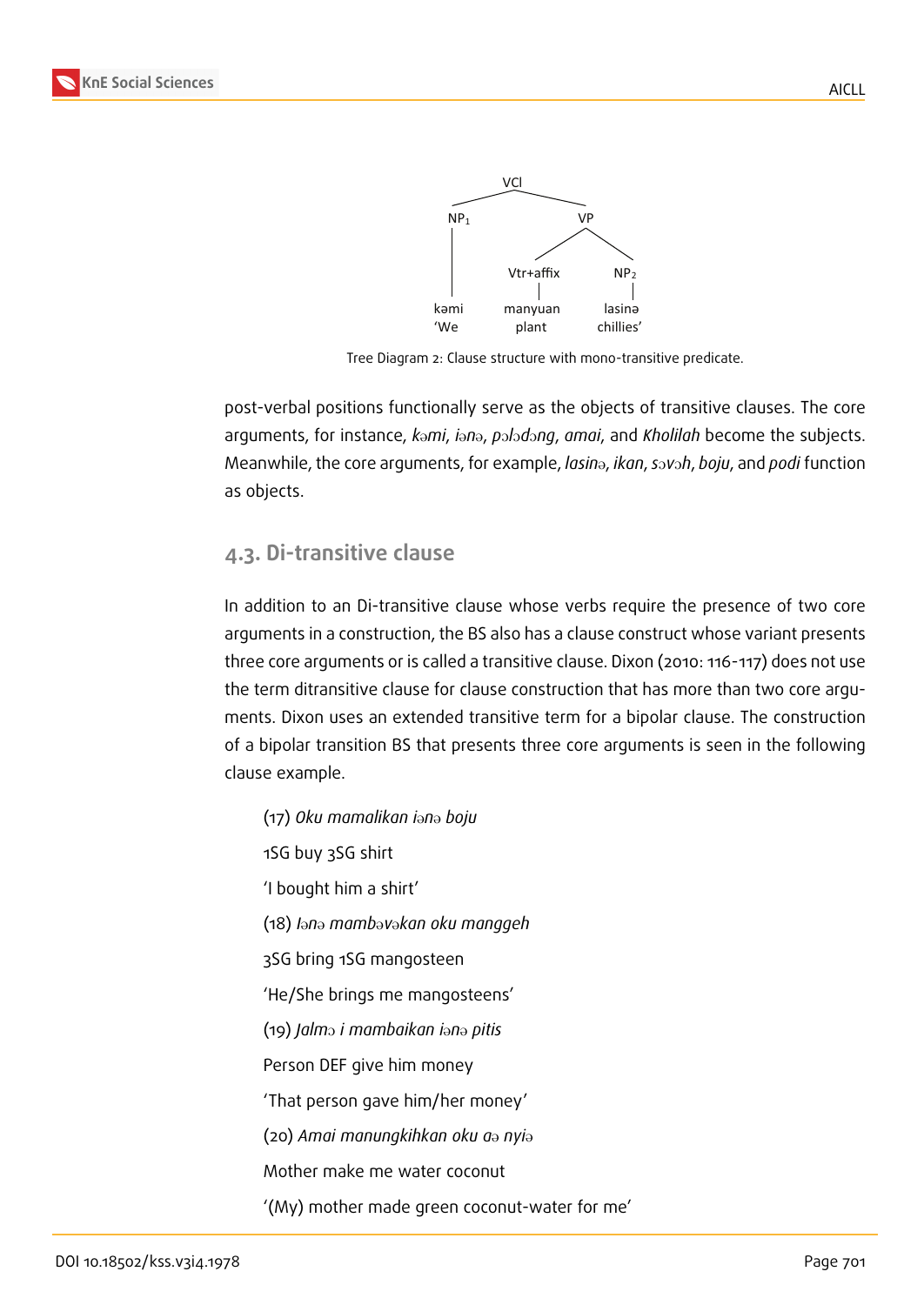```
                VCl
        ┌────────┴────────┐
       NP1                VP
        |          ┌───────┴───────┐
        |       Vtr+affix         NP2
        |          |               |
      kəmi      manyuan          lasinə
      'We        plant          chillies'
```

Tree Diagram 2: Clause structure with mono-transitive predicate.

post-verbal positions functionally serve as the objects of transitive clauses. The core arguments, for instance, *kəmi*, *iənə*, *pɔlɔdɔng*, *amai*, and *Kholilah* become the subjects. Meanwhile, the core arguments, for example, *lasinə*, *ikan*, *sɔvɔh*, *boju*, and *podi* function as objects.

## 4.3. Di-transitive clause

In addition to an Di-transitive clause whose verbs require the presence of two core arguments in a construction, the BS also has a clause construct whose variant presents three core arguments or is called a transitive clause. Dixon (2010: 116-117) does not use the term ditransitive clause for clause construction that has more than two core arguments. Dixon uses an extended transitive term for a bipolar clause. The construction of a bipolar transition BS that presents three core arguments is seen in the following clause example.

(17) *Oku mamalikan iənə boju*

1SG buy 3SG shirt

'I bought him a shirt'

(18) *Iənə mambəvəkan oku manggeh*

3SG bring 1SG mangosteen

'He/She brings me mangosteens'

(19) *Jalmɔ i mambaikan iənə pitis*

Person DEF give him money

'That person gave him/her money'

(20) *Amai manungkihkan oku aə nyiə*

Mother make me water coconut

'(My) mother made green coconut-water for me'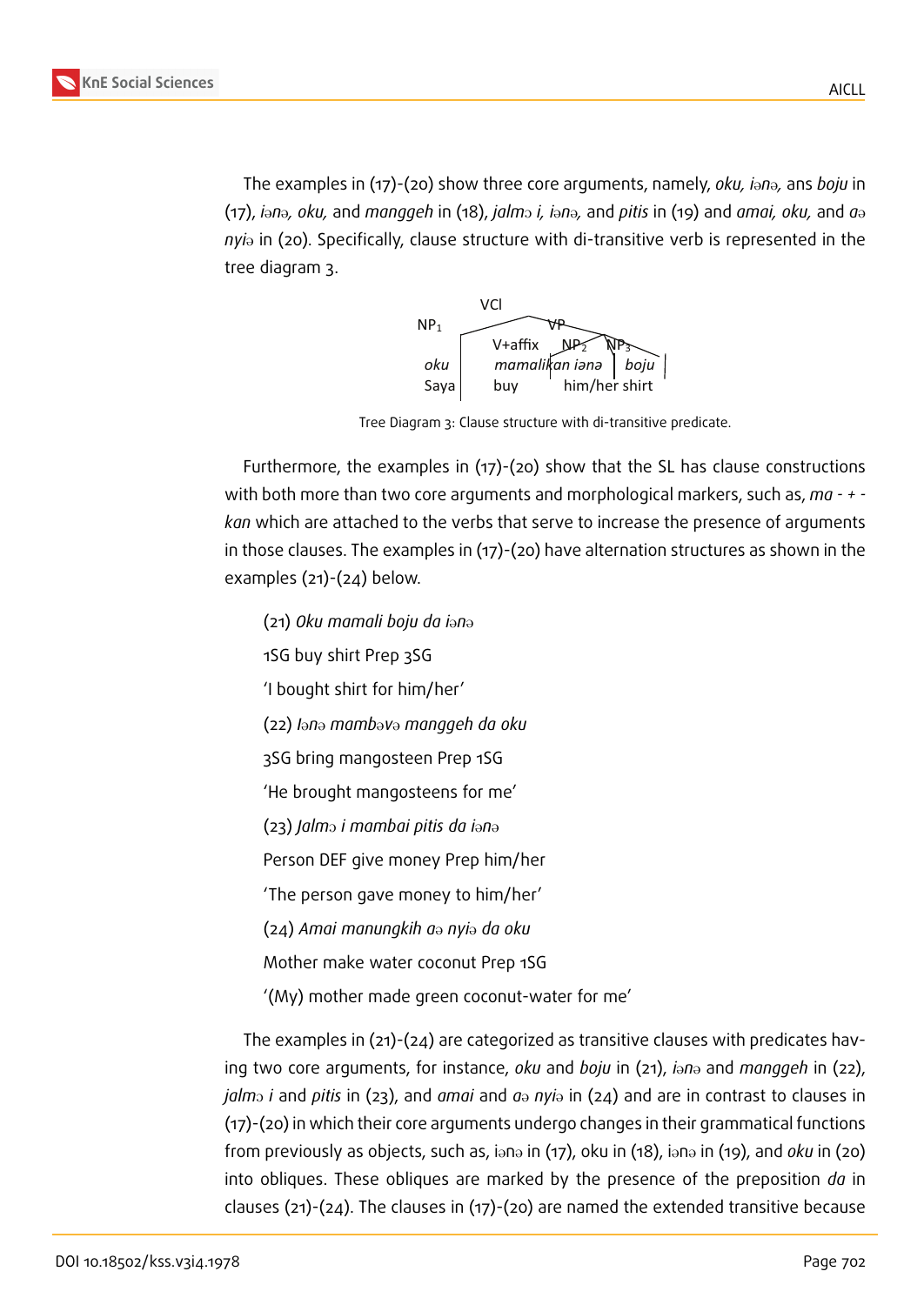The examples in (17)-(20) show three core arguments, namely, *oku, iənə,* ans *boju* in (17), *iənə, oku,* and *manggeh* in (18), *jalmɔ i, iənə,* and *pitis* in (19) and *amai, oku,* and *aə nyiə* in (20). Specifically, clause structure with di-transitive verb is represented in the tree diagram 3.

```
              VCl
NP1                      VP
          V+affix    NP2     NP3
oku       mamalikan iənə     boju
Saya      buy        him/her shirt
```

Tree Diagram 3: Clause structure with di-transitive predicate.

Furthermore, the examples in (17)-(20) show that the SL has clause constructions with both more than two core arguments and morphological markers, such as, *ma - + - kan* which are attached to the verbs that serve to increase the presence of arguments in those clauses. The examples in (17)-(20) have alternation structures as shown in the examples (21)-(24) below.

(21) *Oku mamali boju da iənə*

1SG buy shirt Prep 3SG

'I bought shirt for him/her'

(22) *Iənə mambəvə manggeh da oku*

3SG bring mangosteen Prep 1SG

'He brought mangosteens for me'

(23) *Jalmɔ i mambai pitis da iənə*

Person DEF give money Prep him/her

'The person gave money to him/her'

(24) *Amai manungkih aə nyiə da oku*

Mother make water coconut Prep 1SG

'(My) mother made green coconut-water for me'

The examples in (21)-(24) are categorized as transitive clauses with predicates having two core arguments, for instance, *oku* and *boju* in (21), *iənə* and *manggeh* in (22), *jalmɔ i* and *pitis* in (23), and *amai* and *aə nyiə* in (24) and are in contrast to clauses in (17)-(20) in which their core arguments undergo changes in their grammatical functions from previously as objects, such as, iənə in (17), oku in (18), iənə in (19), and *oku* in (20) into obliques. These obliques are marked by the presence of the preposition *da* in clauses (21)-(24). The clauses in (17)-(20) are named the extended transitive because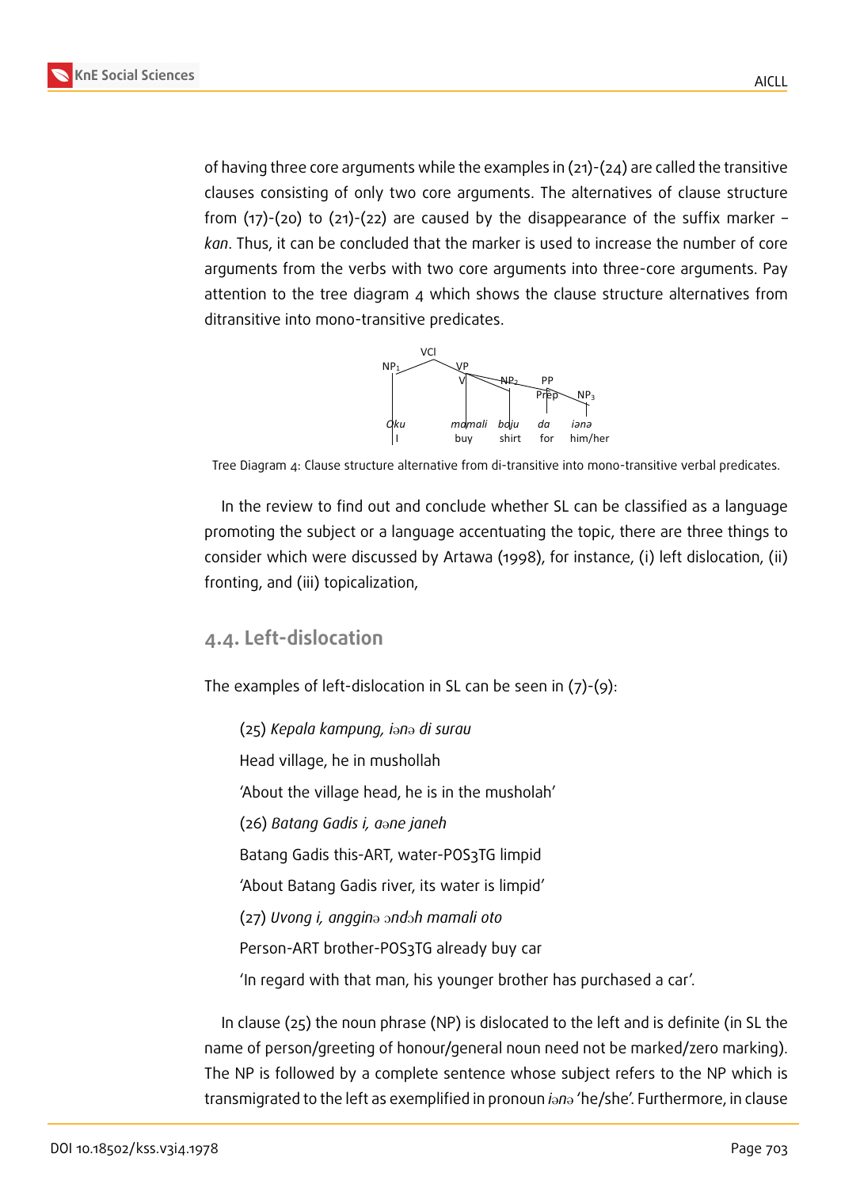of having three core arguments while the examples in (21)-(24) are called the transitive clauses consisting of only two core arguments. The alternatives of clause structure from (17)-(20) to (21)-(22) are caused by the disappearance of the suffix marker –*kan*. Thus, it can be concluded that the marker is used to increase the number of core arguments from the verbs with two core arguments into three-core arguments. Pay attention to the tree diagram 4 which shows the clause structure alternatives from ditransitive into mono-transitive predicates.

```
                VCl
        NP1              VP
                    V        NP2      PP
                                   Prep    NP3
        Oku      mamali     baju     da      iana
        I        buy        shirt    for     him/her
```

Tree Diagram 4: Clause structure alternative from di-transitive into mono-transitive verbal predicates.

In the review to find out and conclude whether SL can be classified as a language promoting the subject or a language accentuating the topic, there are three things to consider which were discussed by Artawa (1998), for instance, (i) left dislocation, (ii) fronting, and (iii) topicalization,

## 4.4. Left-dislocation

The examples of left-dislocation in SL can be seen in (7)-(9):

(25) *Kepala kampung, iənə di surau*

Head village, he in mushollah

'About the village head, he is in the musholah'

(26) *Batang Gadis i, aəne janeh*

Batang Gadis this-ART, water-POS3TG limpid

'About Batang Gadis river, its water is limpid'

(27) *Uvong i, angginə ɔndɔh mamali oto*

Person-ART brother-POS3TG already buy car

'In regard with that man, his younger brother has purchased a car'.

In clause (25) the noun phrase (NP) is dislocated to the left and is definite (in SL the name of person/greeting of honour/general noun need not be marked/zero marking). The NP is followed by a complete sentence whose subject refers to the NP which is transmigrated to the left as exemplified in pronoun *iənə* 'he/she'. Furthermore, in clause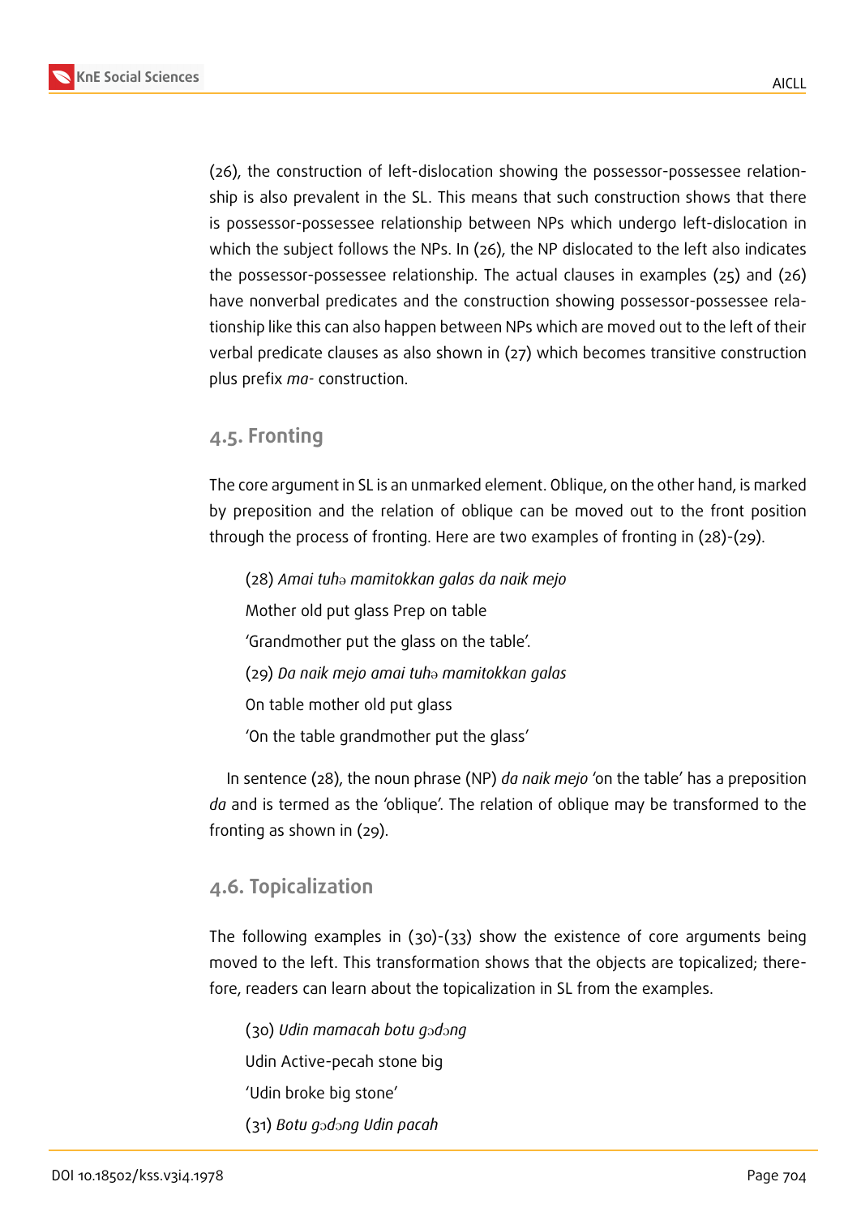(26), the construction of left-dislocation showing the possessor-possessee relationship is also prevalent in the SL. This means that such construction shows that there is possessor-possessee relationship between NPs which undergo left-dislocation in which the subject follows the NPs. In (26), the NP dislocated to the left also indicates the possessor-possessee relationship. The actual clauses in examples (25) and (26) have nonverbal predicates and the construction showing possessor-possessee relationship like this can also happen between NPs which are moved out to the left of their verbal predicate clauses as also shown in (27) which becomes transitive construction plus prefix *ma-* construction.

## 4.5. Fronting

The core argument in SL is an unmarked element. Oblique, on the other hand, is marked by preposition and the relation of oblique can be moved out to the front position through the process of fronting. Here are two examples of fronting in (28)-(29).

(28) *Amai tuhə mamitokkan galas da naik mejo*

Mother old put glass Prep on table

'Grandmother put the glass on the table'.

(29) *Da naik mejo amai tuhə mamitokkan galas*

On table mother old put glass

'On the table grandmother put the glass'

In sentence (28), the noun phrase (NP) *da naik mejo* 'on the table' has a preposition *da* and is termed as the 'oblique'. The relation of oblique may be transformed to the fronting as shown in (29).

## 4.6. Topicalization

The following examples in (30)-(33) show the existence of core arguments being moved to the left. This transformation shows that the objects are topicalized; therefore, readers can learn about the topicalization in SL from the examples.

(30) *Udin mamacah botu gɔdɔng*

Udin Active-pecah stone big

'Udin broke big stone'

(31) *Botu gɔdɔng Udin pacah*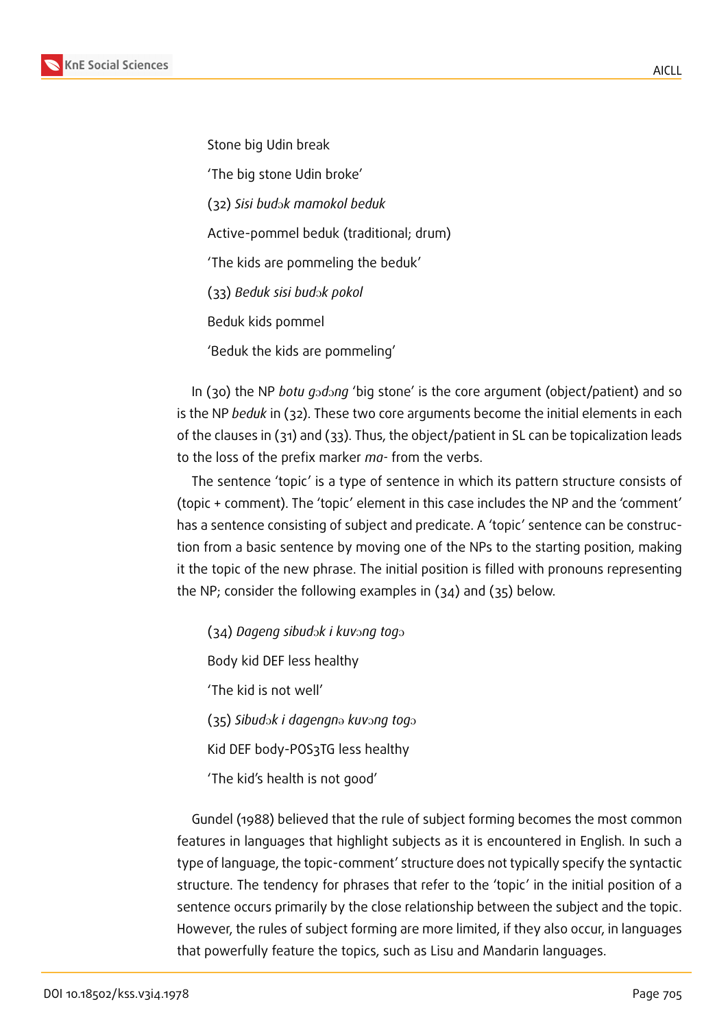Stone big Udin break

'The big stone Udin broke'

(32) *Sisi budɔk mamokol beduk*

Active-pommel beduk (traditional; drum)

'The kids are pommeling the beduk'

(33) *Beduk sisi budɔk pokol*

Beduk kids pommel

'Beduk the kids are pommeling'

In (30) the NP *botu gɔdɔng* 'big stone' is the core argument (object/patient) and so is the NP *beduk* in (32). These two core arguments become the initial elements in each of the clauses in (31) and (33). Thus, the object/patient in SL can be topicalization leads to the loss of the prefix marker *ma-* from the verbs.

The sentence 'topic' is a type of sentence in which its pattern structure consists of (topic + comment). The 'topic' element in this case includes the NP and the 'comment' has a sentence consisting of subject and predicate. A 'topic' sentence can be construction from a basic sentence by moving one of the NPs to the starting position, making it the topic of the new phrase. The initial position is filled with pronouns representing the NP; consider the following examples in (34) and (35) below.

(34) *Dageng sibudɔk i kuvɔng togɔ*

Body kid DEF less healthy

'The kid is not well'

(35) *Sibudɔk i dagengnə kuvɔng togɔ*

Kid DEF body-POS3TG less healthy

'The kid's health is not good'

Gundel (1988) believed that the rule of subject forming becomes the most common features in languages that highlight subjects as it is encountered in English. In such a type of language, the topic-comment' structure does not typically specify the syntactic structure. The tendency for phrases that refer to the 'topic' in the initial position of a sentence occurs primarily by the close relationship between the subject and the topic. However, the rules of subject forming are more limited, if they also occur, in languages that powerfully feature the topics, such as Lisu and Mandarin languages.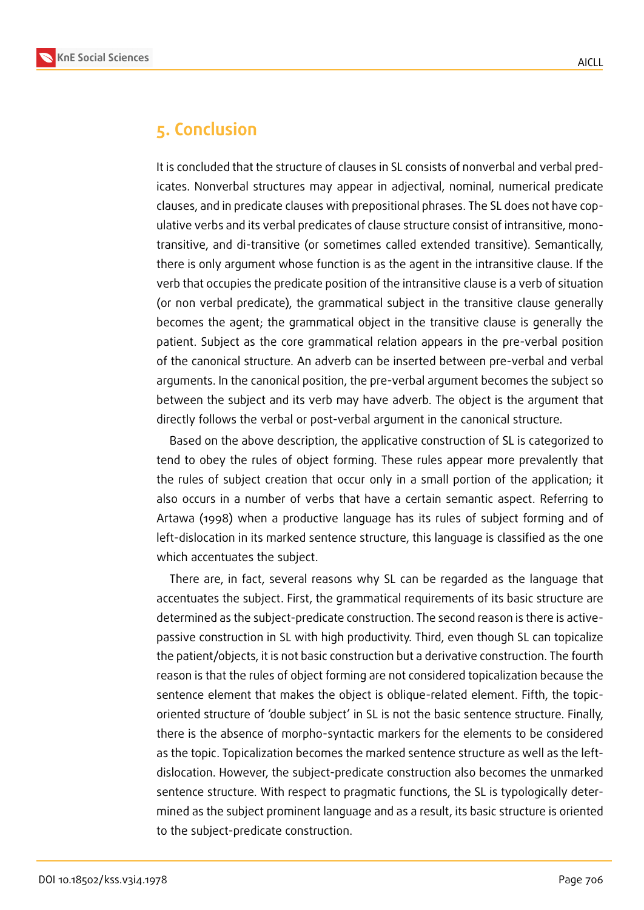## 5. Conclusion

It is concluded that the structure of clauses in SL consists of nonverbal and verbal predicates. Nonverbal structures may appear in adjectival, nominal, numerical predicate clauses, and in predicate clauses with prepositional phrases. The SL does not have copulative verbs and its verbal predicates of clause structure consist of intransitive, monotransitive, and di-transitive (or sometimes called extended transitive). Semantically, there is only argument whose function is as the agent in the intransitive clause. If the verb that occupies the predicate position of the intransitive clause is a verb of situation (or non verbal predicate), the grammatical subject in the transitive clause generally becomes the agent; the grammatical object in the transitive clause is generally the patient. Subject as the core grammatical relation appears in the pre-verbal position of the canonical structure. An adverb can be inserted between pre-verbal and verbal arguments. In the canonical position, the pre-verbal argument becomes the subject so between the subject and its verb may have adverb. The object is the argument that directly follows the verbal or post-verbal argument in the canonical structure.

Based on the above description, the applicative construction of SL is categorized to tend to obey the rules of object forming. These rules appear more prevalently that the rules of subject creation that occur only in a small portion of the application; it also occurs in a number of verbs that have a certain semantic aspect. Referring to Artawa (1998) when a productive language has its rules of subject forming and of left-dislocation in its marked sentence structure, this language is classified as the one which accentuates the subject.

There are, in fact, several reasons why SL can be regarded as the language that accentuates the subject. First, the grammatical requirements of its basic structure are determined as the subject-predicate construction. The second reason is there is active-passive construction in SL with high productivity. Third, even though SL can topicalize the patient/objects, it is not basic construction but a derivative construction. The fourth reason is that the rules of object forming are not considered topicalization because the sentence element that makes the object is oblique-related element. Fifth, the topic-oriented structure of 'double subject' in SL is not the basic sentence structure. Finally, there is the absence of morpho-syntactic markers for the elements to be considered as the topic. Topicalization becomes the marked sentence structure as well as the left-dislocation. However, the subject-predicate construction also becomes the unmarked sentence structure. With respect to pragmatic functions, the SL is typologically determined as the subject prominent language and as a result, its basic structure is oriented to the subject-predicate construction.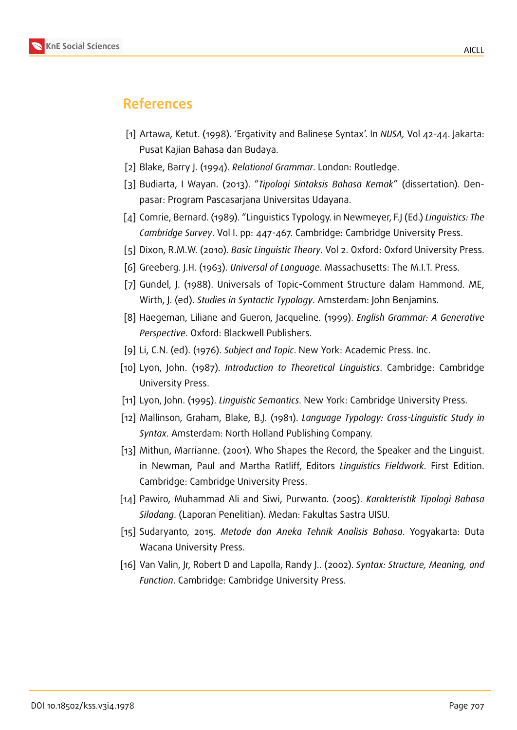## References

[1] Artawa, Ketut. (1998). 'Ergativity and Balinese Syntax'. In *NUSA,* Vol 42-44. Jakarta: Pusat Kajian Bahasa dan Budaya.

[2] Blake, Barry J. (1994). *Relational Grammar*. London: Routledge.

[3] Budiarta, I Wayan. (2013). "*Tipologi Sintaksis Bahasa Kemak*" (dissertation). Denpasar: Program Pascasarjana Universitas Udayana.

[4] Comrie, Bernard. (1989). "Linguistics Typology. in Newmeyer, F.J (Ed.) *Linguistics: The Cambridge Survey*. Vol I. pp: 447-467. Cambridge: Cambridge University Press.

[5] Dixon, R.M.W. (2010). *Basic Linguistic Theory*. Vol 2. Oxford: Oxford University Press.

[6] Greeberg. J.H. (1963). *Universal of Language*. Massachusetts: The M.I.T. Press.

[7] Gundel, J. (1988). Universals of Topic-Comment Structure dalam Hammond. ME, Wirth, J. (ed). *Studies in Syntactic Typology*. Amsterdam: John Benjamins.

[8] Haegeman, Liliane and Gueron, Jacqueline. (1999). *English Grammar: A Generative Perspective*. Oxford: Blackwell Publishers.

[9] Li, C.N. (ed). (1976). *Subject and Topic*. New York: Academic Press. Inc.

[10] Lyon, John. (1987). *Introduction to Theoretical Linguistics*. Cambridge: Cambridge University Press.

[11] Lyon, John. (1995). *Linguistic Semantics*. New York: Cambridge University Press.

[12] Mallinson, Graham, Blake, B.J. (1981). *Language Typology: Cross-Linguistic Study in Syntax*. Amsterdam: North Holland Publishing Company.

[13] Mithun, Marrianne. (2001). Who Shapes the Record, the Speaker and the Linguist. in Newman, Paul and Martha Ratliff, Editors *Linguistics Fieldwork*. First Edition. Cambridge: Cambridge University Press.

[14] Pawiro, Muhammad Ali and Siwi, Purwanto. (2005). *Karakteristik Tipologi Bahasa Siladang*. (Laporan Penelitian). Medan: Fakultas Sastra UISU.

[15] Sudaryanto, 2015. *Metode dan Aneka Tehnik Analisis Bahasa*. Yogyakarta: Duta Wacana University Press.

[16] Van Valin, Jr, Robert D and Lapolla, Randy J.. (2002). *Syntax: Structure, Meaning, and Function*. Cambridge: Cambridge University Press.